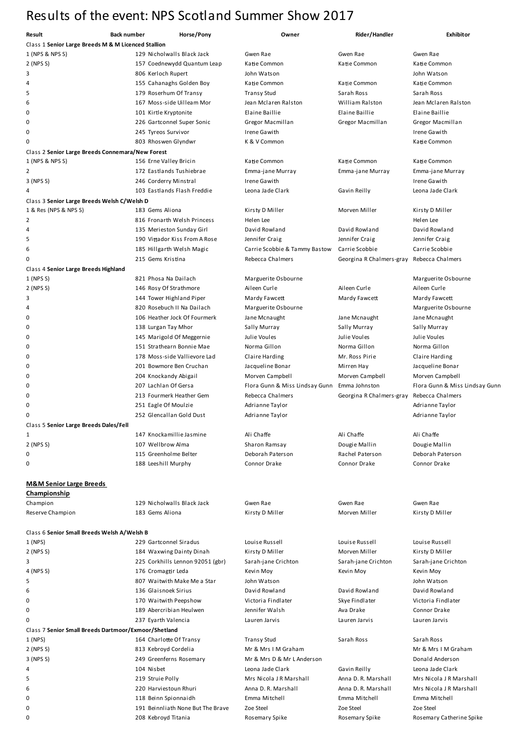# Results of the event: NPS Scotland Summer Show 2017

| Result | Back number | Horse/Pony | Owner | Rider/Handler | Exhibitor |
|---|---|---|---|---|---|
| Class 1 **Senior Large Breeds M & M Licenced Stallion** | | | | | |
| 1 (NPS & NPS S) | 129 | Nicholwalls Black Jack | Gwen Rae | Gwen Rae | Gwen Rae |
| 2 (NPS S) | 157 | Coednewydd Quantum Leap | Katie Common | Katie Common | Katie Common |
| 3 | 806 | Kerloch Rupert | John Watson | | John Watson |
| 4 | 155 | Cahanaghs Golden Boy | Katie Common | Katie Common | Katie Common |
| 5 | 179 | Roserhum Of Transy | Transy Stud | Sarah Ross | Sarah Ross |
| 6 | 167 | Moss-side Uilleam Mor | Jean Mclaren Ralston | William Ralston | Jean Mclaren Ralston |
| 0 | 101 | Kirtle Kryptonite | Elaine Baillie | Elaine Baillie | Elaine Baillie |
| 0 | 226 | Gartconnel Super Sonic | Gregor Macmillan | Gregor Macmillan | Gregor Macmillan |
| 0 | 245 | Tyreos Survivor | Irene Gawith | | Irene Gawith |
| 0 | 803 | Rhoswen Glyndwr | K & V Common | | Katie Common |
| Class 2 **Senior Large Breeds Connemara/New Forest** | | | | | |
| 1 (NPS & NPS S) | 156 | Erne Valley Bricin | Katie Common | Katie Common | Katie Common |
| 2 | 172 | Eastlands Tushiebrae | Emma-jane Murray | Emma-jane Murray | Emma-jane Murray |
| 3 (NPS S) | 246 | Corderry Minstral | Irene Gawith | | Irene Gawith |
| 4 | 103 | Eastlands Flash Freddie | Leona Jade Clark | Gavin Reilly | Leona Jade Clark |
| Class 3 **Senior Large Breeds Welsh C/Welsh D** | | | | | |
| 1 & Res (NPS & NPS S) | 183 | Gems Aliona | Kirsty D Miller | Morven Miller | Kirsty D Miller |
| 2 | 816 | Fronarth Welsh Princess | Helen Lee | | Helen Lee |
| 4 | 135 | Merieston Sunday Girl | David Rowland | David Rowland | David Rowland |
| 5 | 190 | Vittador Kiss From A Rose | Jennifer Craig | Jennifer Craig | Jennifer Craig |
| 6 | 185 | Hillgarth Welsh Magic | Carrie Scobbie & Tammy Bastow | Carrie Scobbie | Carrie Scobbie |
| 0 | 215 | Gems Kristina | Rebecca Chalmers | Georgina R Chalmers-gray | Rebecca Chalmers |
| Class 4 **Senior Large Breeds Highland** | | | | | |
| 1 (NPS S) | 821 | Phosa Na Dailach | Marguerite Osbourne | | Marguerite Osbourne |
| 2 (NPS S) | 146 | Rosy Of Strathmore | Aileen Curle | Aileen Curle | Aileen Curle |
| 3 | 144 | Tower Highland Piper | Mardy Fawcett | Mardy Fawcett | Mardy Fawcett |
| 4 | 820 | Rosebuch II Na Dailach | Marguerite Osbourne | | Marguerite Osbourne |
| 0 | 106 | Heather Jock Of Fourmerk | Jane Mcnaught | Jane Mcnaught | Jane Mcnaught |
| 0 | 138 | Lurgan Tay Mhor | Sally Murray | Sally Murray | Sally Murray |
| 0 | 145 | Marigold Of Meggernie | Julie Voules | Julie Voules | Julie Voules |
| 0 | 151 | Strathearn Bonnie Mae | Norma Gillon | Norma Gillon | Norma Gillon |
| 0 | 178 | Moss-side Vallievore Lad | Claire Harding | Mr. Ross Pirie | Claire Harding |
| 0 | 201 | Bowmore Ben Cruchan | Jacqueline Bonar | Mirren Hay | Jacqueline Bonar |
| 0 | 204 | Knockandy Abigail | Morven Campbell | Morven Campbell | Morven Campbell |
| 0 | 207 | Lachlan Of Gersa | Flora Gunn & Miss Lindsay Gunn | Emma Johnston | Flora Gunn & Miss Lindsay Gunn |
| 0 | 213 | Fourmerk Heather Gem | Rebecca Chalmers | Georgina R Chalmers-gray | Rebecca Chalmers |
| 0 | 251 | Eagle Of Moulzie | Adrianne Taylor | | Adrianne Taylor |
| 0 | 252 | Glencallan Gold Dust | Adrianne Taylor | | Adrianne Taylor |
| Class 5 **Senior Large Breeds Dales/Fell** | | | | | |
| 1 | 147 | Knockamillie Jasmine | Ali Chaffe | Ali Chaffe | Ali Chaffe |
| 2 (NPS S) | 107 | Wellbrow Alma | Sharon Ramsay | Dougie Mallin | Dougie Mallin |
| 0 | 115 | Greenholme Belter | Deborah Paterson | Rachel Paterson | Deborah Paterson |
| 0 | 188 | Leeshill Murphy | Connor Drake | Connor Drake | Connor Drake |

**M&M Senior Large Breeds Championship**

| Result | Back number | Horse/Pony | Owner | Rider/Handler | Exhibitor |
|---|---|---|---|---|---|
| Champion | 129 | Nicholwalls Black Jack | Gwen Rae | Gwen Rae | Gwen Rae |
| Reserve Champion | 183 | Gems Aliona | Kirsty D Miller | Morven Miller | Kirsty D Miller |

| Result | Back number | Horse/Pony | Owner | Rider/Handler | Exhibitor |
|---|---|---|---|---|---|
| Class 6 **Senior Small Breeds Welsh A/Welsh B** | | | | | |
| 1 (NPS) | 229 | Gartconnel Siradus | Louise Russell | Louise Russell | Louise Russell |
| 2 (NPS S) | 184 | Waxwing Dainty Dinah | Kirsty D Miller | Morven Miller | Kirsty D Miller |
| 3 | 225 | Corkhills Lennon 92051 (gbr) | Sarah-jane Crichton | Sarah-jane Crichton | Sarah-jane Crichton |
| 4 (NPS S) | 176 | Cromagtir Leda | Kevin Moy | Kevin Moy | Kevin Moy |
| 5 | 807 | Waitwith Make Me a Star | John Watson | | John Watson |
| 6 | 136 | Glaisnoek Sirius | David Rowland | David Rowland | David Rowland |
| 0 | 170 | Waitwith Peepshow | Victoria Findlater | Skye Findlater | Victoria Findlater |
| 0 | 189 | Abercribian Heulwen | Jennifer Walsh | Ava Drake | Connor Drake |
| 0 | 237 | Eyarth Valencia | Lauren Jarvis | Lauren Jarvis | Lauren Jarvis |
| Class 7 **Senior Small Breeds Dartmoor/Exmoor/Shetland** | | | | | |
| 1 (NPS) | 164 | Charlotte Of Transy | Transy Stud | Sarah Ross | Sarah Ross |
| 2 (NPS S) | 813 | Kebroyd Cordelia | Mr & Mrs I M Graham | | Mr & Mrs I M Graham |
| 3 (NPS S) | 249 | Greenferns Rosemary | Mr & Mrs D & Mr L Anderson | | Donald Anderson |
| 4 | 104 | Nisbet | Leona Jade Clark | Gavin Reilly | Leona Jade Clark |
| 5 | 219 | Struie Polly | Mrs Nicola J R Marshall | Anna D. R. Marshall | Mrs Nicola J R Marshall |
| 6 | 220 | Harviestoun Rhuri | Anna D. R. Marshall | Anna D. R. Marshall | Mrs Nicola J R Marshall |
| 0 | 118 | Beinn Spionnaidh | Emma Mitchell | Emma Mitchell | Emma Mitchell |
| 0 | 191 | Beinnliath None But The Brave | Zoe Steel | Zoe Steel | Zoe Steel |
| 0 | 208 | Kebroyd Titania | Rosemary Spike | Rosemary Spike | Rosemary Catherine Spike |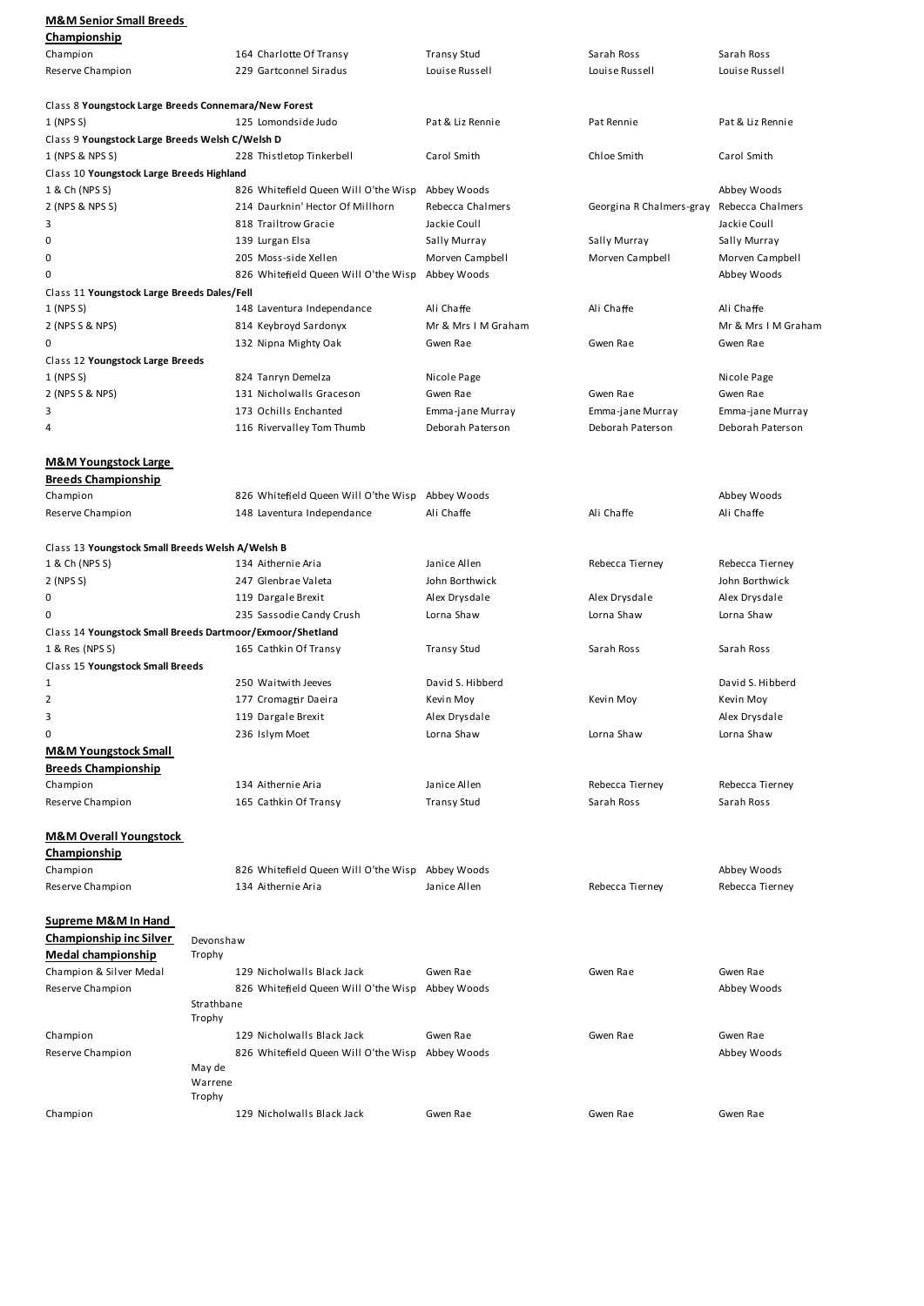**M&M Senior Small Breeds Championship**

| | | | | |
|---|---|---|---|---|
| Champion | 164 Charlotte Of Transy | Transy Stud | Sarah Ross | Sarah Ross |
| Reserve Champion | 229 Gartconnel Siradus | Louise Russell | Louise Russell | Louise Russell |

Class 8 **Youngstock Large Breeds Connemara/New Forest**

| | | | | |
|---|---|---|---|---|
| 1 (NPS S) | 125 Lomondside Judo | Pat & Liz Rennie | Pat Rennie | Pat & Liz Rennie |

Class 9 **Youngstock Large Breeds Welsh C/Welsh D**

| | | | | |
|---|---|---|---|---|
| 1 (NPS & NPS S) | 228 Thistletop Tinkerbell | Carol Smith | Chloe Smith | Carol Smith |

Class 10 **Youngstock Large Breeds Highland**

| | | | | |
|---|---|---|---|---|
| 1 & Ch (NPS S) | 826 Whitefield Queen Will O'the Wisp | Abbey Woods | | Abbey Woods |
| 2 (NPS & NPS S) | 214 Daurknin' Hector Of Millhorn | Rebecca Chalmers | Georgina R Chalmers-gray | Rebecca Chalmers |
| 3 | 818 Trailtrow Gracie | Jackie Coull | | Jackie Coull |
| 0 | 139 Lurgan Elsa | Sally Murray | Sally Murray | Sally Murray |
| 0 | 205 Moss-side Xellen | Morven Campbell | Morven Campbell | Morven Campbell |
| 0 | 826 Whitefield Queen Will O'the Wisp | Abbey Woods | | Abbey Woods |

Class 11 **Youngstock Large Breeds Dales/Fell**

| | | | | |
|---|---|---|---|---|
| 1 (NPS S) | 148 Laventura Independance | Ali Chaffe | Ali Chaffe | Ali Chaffe |
| 2 (NPS S & NPS) | 814 Keybroyd Sardonyx | Mr & Mrs I M Graham | | Mr & Mrs I M Graham |
| 0 | 132 Nipna Mighty Oak | Gwen Rae | Gwen Rae | Gwen Rae |

Class 12 **Youngstock Large Breeds**

| | | | | |
|---|---|---|---|---|
| 1 (NPS S) | 824 Tanryn Demelza | Nicole Page | | Nicole Page |
| 2 (NPS S & NPS) | 131 Nicholwalls Graceson | Gwen Rae | Gwen Rae | Gwen Rae |
| 3 | 173 Ochills Enchanted | Emma-jane Murray | Emma-jane Murray | Emma-jane Murray |
| 4 | 116 Rivervalley Tom Thumb | Deborah Paterson | Deborah Paterson | Deborah Paterson |

**M&M Youngstock Large Breeds Championship**

| | | | | |
|---|---|---|---|---|
| Champion | 826 Whitefield Queen Will O'the Wisp | Abbey Woods | | Abbey Woods |
| Reserve Champion | 148 Laventura Independance | Ali Chaffe | Ali Chaffe | Ali Chaffe |

Class 13 **Youngstock Small Breeds Welsh A/Welsh B**

| | | | | |
|---|---|---|---|---|
| 1 & Ch (NPS S) | 134 Aithernie Aria | Janice Allen | Rebecca Tierney | Rebecca Tierney |
| 2 (NPS S) | 247 Glenbrae Valeta | John Borthwick | | John Borthwick |
| 0 | 119 Dargale Brexit | Alex Drysdale | Alex Drysdale | Alex Drysdale |
| 0 | 235 Sassodie Candy Crush | Lorna Shaw | Lorna Shaw | Lorna Shaw |

Class 14 **Youngstock Small Breeds Dartmoor/Exmoor/Shetland**

| | | | | |
|---|---|---|---|---|
| 1 & Res (NPS S) | 165 Cathkin Of Transy | Transy Stud | Sarah Ross | Sarah Ross |

Class 15 **Youngstock Small Breeds**

| | | | | |
|---|---|---|---|---|
| 1 | 250 Waitwith Jeeves | David S. Hibberd | | David S. Hibberd |
| 2 | 177 Cromagtir Daeira | Kevin Moy | Kevin Moy | Kevin Moy |
| 3 | 119 Dargale Brexit | Alex Drysdale | | Alex Drysdale |
| 0 | 236 Islym Moet | Lorna Shaw | Lorna Shaw | Lorna Shaw |

**M&M Youngstock Small Breeds Championship**

| | | | | |
|---|---|---|---|---|
| Champion | 134 Aithernie Aria | Janice Allen | Rebecca Tierney | Rebecca Tierney |
| Reserve Champion | 165 Cathkin Of Transy | Transy Stud | Sarah Ross | Sarah Ross |

**M&M Overall Youngstock Championship**

| | | | | |
|---|---|---|---|---|
| Champion | 826 Whitefield Queen Will O'the Wisp | Abbey Woods | | Abbey Woods |
| Reserve Champion | 134 Aithernie Aria | Janice Allen | Rebecca Tierney | Rebecca Tierney |

**Supreme M&M In Hand Championship inc Silver Medal championship**

Devonshaw Trophy

| | | | | |
|---|---|---|---|---|
| Champion & Silver Medal | 129 Nicholwalls Black Jack | Gwen Rae | Gwen Rae | Gwen Rae |
| Reserve Champion | 826 Whitefield Queen Will O'the Wisp | Abbey Woods | | Abbey Woods |

Strathbane Trophy

| | | | | |
|---|---|---|---|---|
| Champion | 129 Nicholwalls Black Jack | Gwen Rae | Gwen Rae | Gwen Rae |
| Reserve Champion | 826 Whitefield Queen Will O'the Wisp | Abbey Woods | | Abbey Woods |

May de Warrene Trophy

| | | | | |
|---|---|---|---|---|
| Champion | 129 Nicholwalls Black Jack | Gwen Rae | Gwen Rae | Gwen Rae |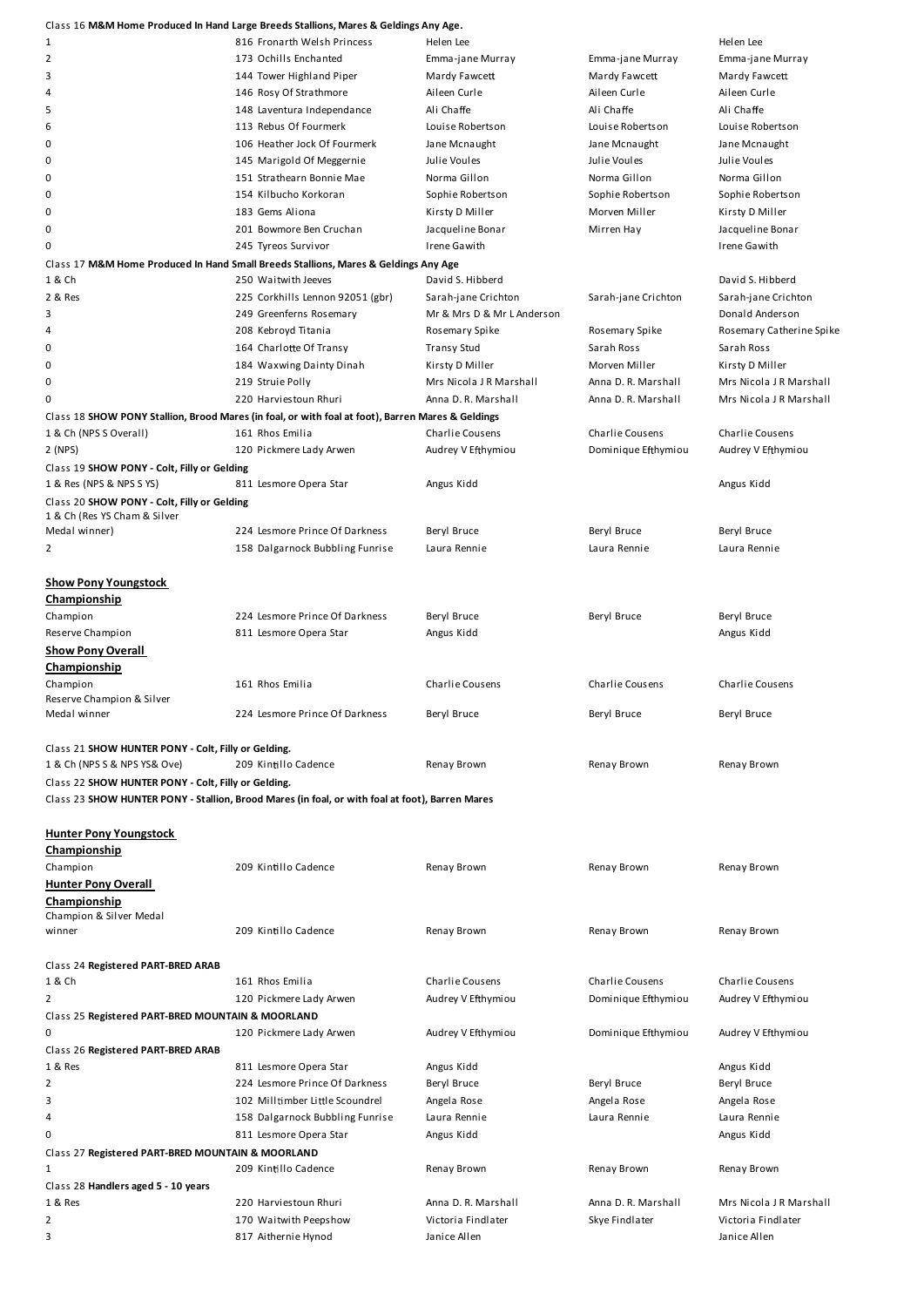Class 16 **M&M Home Produced In Hand Large Breeds Stallions, Mares & Geldings Any Age.**

| | | | | |
|---|---|---|---|---|
| 1 | 816 Fronarth Welsh Princess | Helen Lee | | Helen Lee |
| 2 | 173 Ochills Enchanted | Emma-jane Murray | Emma-jane Murray | Emma-jane Murray |
| 3 | 144 Tower Highland Piper | Mardy Fawcett | Mardy Fawcett | Mardy Fawcett |
| 4 | 146 Rosy Of Strathmore | Aileen Curle | Aileen Curle | Aileen Curle |
| 5 | 148 Laventura Independance | Ali Chaffe | Ali Chaffe | Ali Chaffe |
| 6 | 113 Rebus Of Fourmerk | Louise Robertson | Louise Robertson | Louise Robertson |
| 0 | 106 Heather Jock Of Fourmerk | Jane Mcnaught | Jane Mcnaught | Jane Mcnaught |
| 0 | 145 Marigold Of Meggernie | Julie Voules | Julie Voules | Julie Voules |
| 0 | 151 Strathearn Bonnie Mae | Norma Gillon | Norma Gillon | Norma Gillon |
| 0 | 154 Kilbucho Korkoran | Sophie Robertson | Sophie Robertson | Sophie Robertson |
| 0 | 183 Gems Aliona | Kirsty D Miller | Morven Miller | Kirsty D Miller |
| 0 | 201 Bowmore Ben Cruchan | Jacqueline Bonar | Mirren Hay | Jacqueline Bonar |
| 0 | 245 Tyreos Survivor | Irene Gawith | | Irene Gawith |

Class 17 **M&M Home Produced In Hand Small Breeds Stallions, Mares & Geldings Any Age**

| | | | | |
|---|---|---|---|---|
| 1 & Ch | 250 Waitwith Jeeves | David S. Hibberd | | David S. Hibberd |
| 2 & Res | 225 Corkhills Lennon 92051 (gbr) | Sarah-jane Crichton | Sarah-jane Crichton | Sarah-jane Crichton |
| 3 | 249 Greenferns Rosemary | Mr & Mrs D & Mr L Anderson | | Donald Anderson |
| 4 | 208 Kebroyd Titania | Rosemary Spike | Rosemary Spike | Rosemary Catherine Spike |
| 0 | 164 Charlotte Of Transy | Transy Stud | Sarah Ross | Sarah Ross |
| 0 | 184 Waxwing Dainty Dinah | Kirsty D Miller | Morven Miller | Kirsty D Miller |
| 0 | 219 Struie Polly | Mrs Nicola J R Marshall | Anna D. R. Marshall | Mrs Nicola J R Marshall |
| 0 | 220 Harviestoun Rhuri | Anna D. R. Marshall | Anna D. R. Marshall | Mrs Nicola J R Marshall |

Class 18 **SHOW PONY Stallion, Brood Mares (in foal, or with foal at foot), Barren Mares & Geldings**

| | | | | |
|---|---|---|---|---|
| 1 & Ch (NPS S Overall) | 161 Rhos Emilia | Charlie Cousens | Charlie Cousens | Charlie Cousens |
| 2 (NPS) | 120 Pickmere Lady Arwen | Audrey V Efthymiou | Dominique Efthymiou | Audrey V Efthymiou |

Class 19 **SHOW PONY - Colt, Filly or Gelding**

| | | | | |
|---|---|---|---|---|
| 1 & Res (NPS & NPS S YS) | 811 Lesmore Opera Star | Angus Kidd | | Angus Kidd |

Class 20 **SHOW PONY - Colt, Filly or Gelding**

| | | | | |
|---|---|---|---|---|
| 1 & Ch (Res YS Cham & Silver Medal winner) | 224 Lesmore Prince Of Darkness | Beryl Bruce | Beryl Bruce | Beryl Bruce |
| 2 | 158 Dalgarnock Bubbling Funrise | Laura Rennie | Laura Rennie | Laura Rennie |

**Show Pony Youngstock Championship**

| | | | | |
|---|---|---|---|---|
| Champion | 224 Lesmore Prince Of Darkness | Beryl Bruce | Beryl Bruce | Beryl Bruce |
| Reserve Champion | 811 Lesmore Opera Star | Angus Kidd | | Angus Kidd |

**Show Pony Overall Championship**

| | | | | |
|---|---|---|---|---|
| Champion | 161 Rhos Emilia | Charlie Cousens | Charlie Cousens | Charlie Cousens |
| Reserve Champion & Silver Medal winner | 224 Lesmore Prince Of Darkness | Beryl Bruce | Beryl Bruce | Beryl Bruce |

Class 21 **SHOW HUNTER PONY - Colt, Filly or Gelding.**

| | | | | |
|---|---|---|---|---|
| 1 & Ch (NPS S & NPS YS& Ove) | 209 Kintillo Cadence | Renay Brown | Renay Brown | Renay Brown |

Class 22 **SHOW HUNTER PONY - Colt, Filly or Gelding.**

Class 23 **SHOW HUNTER PONY - Stallion, Brood Mares (in foal, or with foal at foot), Barren Mares**

**Hunter Pony Youngstock Championship**

| | | | | |
|---|---|---|---|---|
| Champion | 209 Kintillo Cadence | Renay Brown | Renay Brown | Renay Brown |

**Hunter Pony Overall Championship**

| | | | | |
|---|---|---|---|---|
| Champion & Silver Medal winner | 209 Kintillo Cadence | Renay Brown | Renay Brown | Renay Brown |

Class 24 **Registered PART-BRED ARAB**

| | | | | |
|---|---|---|---|---|
| 1 & Ch | 161 Rhos Emilia | Charlie Cousens | Charlie Cousens | Charlie Cousens |
| 2 | 120 Pickmere Lady Arwen | Audrey V Efthymiou | Dominique Efthymiou | Audrey V Efthymiou |

Class 25 **Registered PART-BRED MOUNTAIN & MOORLAND**

| | | | | |
|---|---|---|---|---|
| 0 | 120 Pickmere Lady Arwen | Audrey V Efthymiou | Dominique Efthymiou | Audrey V Efthymiou |

Class 26 **Registered PART-BRED ARAB**

| | | | | |
|---|---|---|---|---|
| 1 & Res | 811 Lesmore Opera Star | Angus Kidd | | Angus Kidd |
| 2 | 224 Lesmore Prince Of Darkness | Beryl Bruce | Beryl Bruce | Beryl Bruce |
| 3 | 102 Milltimber Little Scoundrel | Angela Rose | Angela Rose | Angela Rose |
| 4 | 158 Dalgarnock Bubbling Funrise | Laura Rennie | Laura Rennie | Laura Rennie |
| 0 | 811 Lesmore Opera Star | Angus Kidd | | Angus Kidd |

Class 27 **Registered PART-BRED MOUNTAIN & MOORLAND**

| | | | | |
|---|---|---|---|---|
| 1 | 209 Kintillo Cadence | Renay Brown | Renay Brown | Renay Brown |

Class 28 **Handlers aged 5 - 10 years**

| | | | | |
|---|---|---|---|---|
| 1 & Res | 220 Harviestoun Rhuri | Anna D. R. Marshall | Anna D. R. Marshall | Mrs Nicola J R Marshall |
| 2 | 170 Waitwith Peepshow | Victoria Findlater | Skye Findlater | Victoria Findlater |
| 3 | 817 Aithernie Hynod | Janice Allen | | Janice Allen |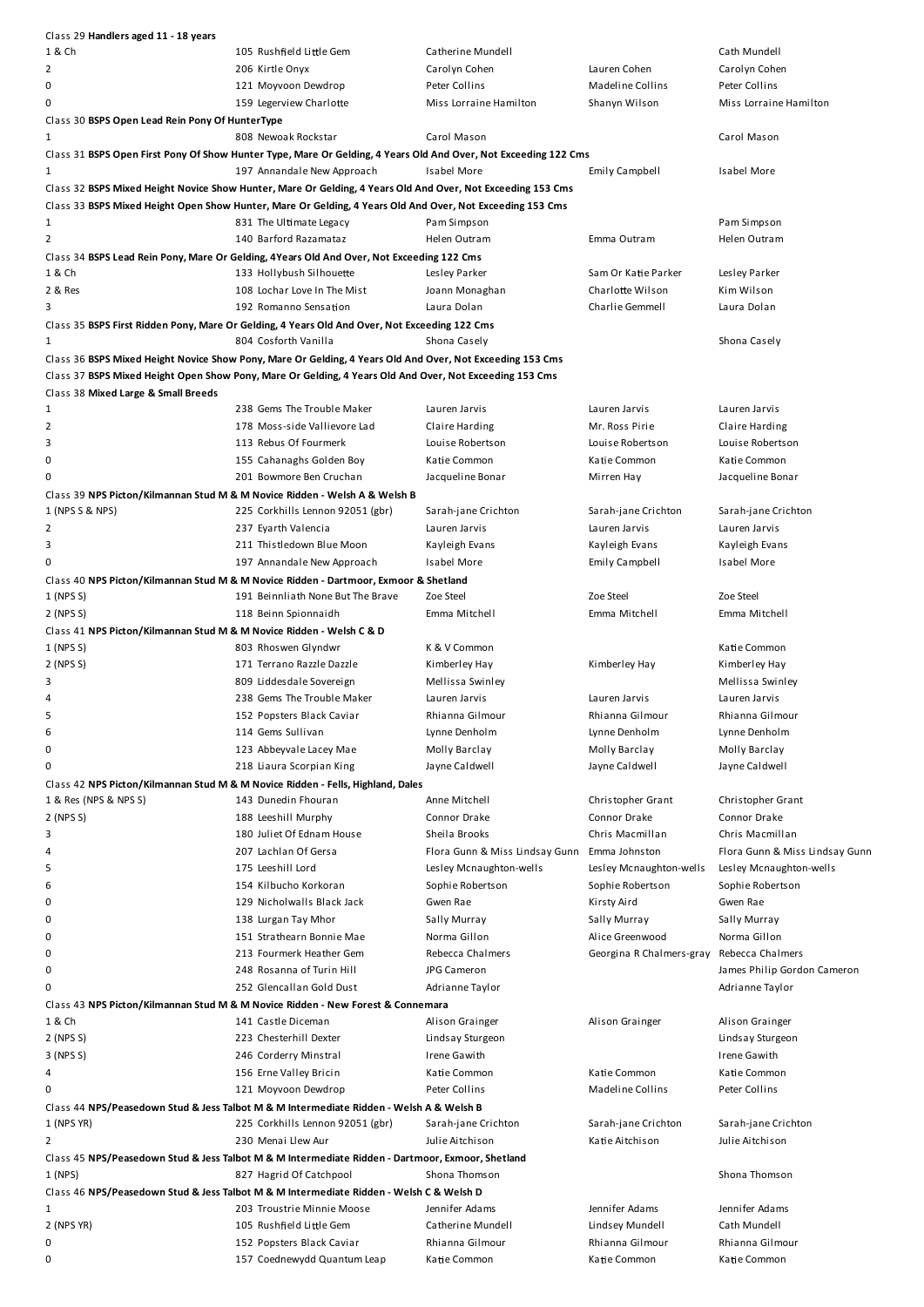Class 29 **Handlers aged 11 - 18 years**

| | | | | |
|---|---|---|---|---|
| 1 & Ch | 105 Rushfield Little Gem | Catherine Mundell | | Cath Mundell |
| 2 | 206 Kirtle Onyx | Carolyn Cohen | Lauren Cohen | Carolyn Cohen |
| 0 | 121 Moyvoon Dewdrop | Peter Collins | Madeline Collins | Peter Collins |
| 0 | 159 Legerview Charlotte | Miss Lorraine Hamilton | Shanyn Wilson | Miss Lorraine Hamilton |

Class 30 **BSPS Open Lead Rein Pony Of HunterType**

| | | | | |
|---|---|---|---|---|
| 1 | 808 Newoak Rockstar | Carol Mason | | Carol Mason |

Class 31 **BSPS Open First Pony Of Show Hunter Type, Mare Or Gelding, 4 Years Old And Over, Not Exceeding 122 Cms**

| | | | | |
|---|---|---|---|---|
| 1 | 197 Annandale New Approach | Isabel More | Emily Campbell | Isabel More |

Class 32 **BSPS Mixed Height Novice Show Hunter, Mare Or Gelding, 4 Years Old And Over, Not Exceeding 153 Cms**

Class 33 **BSPS Mixed Height Open Show Hunter, Mare Or Gelding, 4 Years Old And Over, Not Exceeding 153 Cms**

| | | | | |
|---|---|---|---|---|
| 1 | 831 The Ultimate Legacy | Pam Simpson | | Pam Simpson |
| 2 | 140 Barford Razamataz | Helen Outram | Emma Outram | Helen Outram |

Class 34 **BSPS Lead Rein Pony, Mare Or Gelding, 4Years Old And Over, Not Exceeding 122 Cms**

| | | | | |
|---|---|---|---|---|
| 1 & Ch | 133 Hollybush Silhouette | Lesley Parker | Sam Or Katie Parker | Lesley Parker |
| 2 & Res | 108 Lochar Love In The Mist | Joann Monaghan | Charlotte Wilson | Kim Wilson |
| 3 | 192 Romanno Sensation | Laura Dolan | Charlie Gemmell | Laura Dolan |

Class 35 **BSPS First Ridden Pony, Mare Or Gelding, 4 Years Old And Over, Not Exceeding 122 Cms**

| | | | | |
|---|---|---|---|---|
| 1 | 804 Cosforth Vanilla | Shona Casely | | Shona Casely |

Class 36 **BSPS Mixed Height Novice Show Pony, Mare Or Gelding, 4 Years Old And Over, Not Exceeding 153 Cms**

Class 37 **BSPS Mixed Height Open Show Pony, Mare Or Gelding, 4 Years Old And Over, Not Exceeding 153 Cms**

Class 38 **Mixed Large & Small Breeds**

| | | | | |
|---|---|---|---|---|
| 1 | 238 Gems The Trouble Maker | Lauren Jarvis | Lauren Jarvis | Lauren Jarvis |
| 2 | 178 Moss-side Vallievore Lad | Claire Harding | Mr. Ross Pirie | Claire Harding |
| 3 | 113 Rebus Of Fourmerk | Louise Robertson | Louise Robertson | Louise Robertson |
| 0 | 155 Cahanaghs Golden Boy | Katie Common | Katie Common | Katie Common |
| 0 | 201 Bowmore Ben Cruchan | Jacqueline Bonar | Mirren Hay | Jacqueline Bonar |

Class 39 **NPS Picton/Kilmannan Stud M & M Novice Ridden - Welsh A & Welsh B**

| | | | | |
|---|---|---|---|---|
| 1 (NPS S & NPS) | 225 Corkhills Lennon 92051 (gbr) | Sarah-jane Crichton | Sarah-jane Crichton | Sarah-jane Crichton |
| 2 | 237 Eyarth Valencia | Lauren Jarvis | Lauren Jarvis | Lauren Jarvis |
| 3 | 211 Thistledown Blue Moon | Kayleigh Evans | Kayleigh Evans | Kayleigh Evans |
| 0 | 197 Annandale New Approach | Isabel More | Emily Campbell | Isabel More |

Class 40 **NPS Picton/Kilmannan Stud M & M Novice Ridden - Dartmoor, Exmoor & Shetland**

| | | | | |
|---|---|---|---|---|
| 1 (NPS S) | 191 Beinnliath None But The Brave | Zoe Steel | Zoe Steel | Zoe Steel |
| 2 (NPS S) | 118 Beinn Spionnaidh | Emma Mitchell | Emma Mitchell | Emma Mitchell |

Class 41 **NPS Picton/Kilmannan Stud M & M Novice Ridden - Welsh C & D**

| | | | | |
|---|---|---|---|---|
| 1 (NPS S) | 803 Rhoswen Glyndwr | K & V Common | | Katie Common |
| 2 (NPS S) | 171 Terrano Razzle Dazzle | Kimberley Hay | Kimberley Hay | Kimberley Hay |
| 3 | 809 Liddesdale Sovereign | Mellissa Swinley | | Mellissa Swinley |
| 4 | 238 Gems The Trouble Maker | Lauren Jarvis | Lauren Jarvis | Lauren Jarvis |
| 5 | 152 Popsters Black Caviar | Rhianna Gilmour | Rhianna Gilmour | Rhianna Gilmour |
| 6 | 114 Gems Sullivan | Lynne Denholm | Lynne Denholm | Lynne Denholm |
| 0 | 123 Abbeyvale Lacey Mae | Molly Barclay | Molly Barclay | Molly Barclay |
| 0 | 218 Liaura Scorpian King | Jayne Caldwell | Jayne Caldwell | Jayne Caldwell |

Class 42 **NPS Picton/Kilmannan Stud M & M Novice Ridden - Fells, Highland, Dales**

| | | | | |
|---|---|---|---|---|
| 1 & Res (NPS & NPS S) | 143 Dunedin Fhouran | Anne Mitchell | Christopher Grant | Christopher Grant |
| 2 (NPS S) | 188 Leeshill Murphy | Connor Drake | Connor Drake | Connor Drake |
| 3 | 180 Juliet Of Ednam House | Sheila Brooks | Chris Macmillan | Chris Macmillan |
| 4 | 207 Lachlan Of Gersa | Flora Gunn & Miss Lindsay Gunn | Emma Johnston | Flora Gunn & Miss Lindsay Gunn |
| 5 | 175 Leeshill Lord | Lesley Mcnaughton-wells | Lesley Mcnaughton-wells | Lesley Mcnaughton-wells |
| 6 | 154 Kilbucho Korkoran | Sophie Robertson | Sophie Robertson | Sophie Robertson |
| 0 | 129 Nicholwalls Black Jack | Gwen Rae | Kirsty Aird | Gwen Rae |
| 0 | 138 Lurgan Tay Mhor | Sally Murray | Sally Murray | Sally Murray |
| 0 | 151 Strathearn Bonnie Mae | Norma Gillon | Alice Greenwood | Norma Gillon |
| 0 | 213 Fourmerk Heather Gem | Rebecca Chalmers | Georgina R Chalmers-gray | Rebecca Chalmers |
| 0 | 248 Rosanna of Turin Hill | JPG Cameron | | James Philip Gordon Cameron |
| 0 | 252 Glencallan Gold Dust | Adrianne Taylor | | Adrianne Taylor |

Class 43 **NPS Picton/Kilmannan Stud M & M Novice Ridden - New Forest & Connemara**

| | | | | |
|---|---|---|---|---|
| 1 & Ch | 141 Castle Diceman | Alison Grainger | Alison Grainger | Alison Grainger |
| 2 (NPS S) | 223 Chesterhill Dexter | Lindsay Sturgeon | | Lindsay Sturgeon |
| 3 (NPS S) | 246 Corderry Minstral | Irene Gawith | | Irene Gawith |
| 4 | 156 Erne Valley Bricin | Katie Common | Katie Common | Katie Common |
| 0 | 121 Moyvoon Dewdrop | Peter Collins | Madeline Collins | Peter Collins |

Class 44 **NPS/Peasedown Stud & Jess Talbot M & M Intermediate Ridden - Welsh A & Welsh B**

| | | | | |
|---|---|---|---|---|
| 1 (NPS YR) | 225 Corkhills Lennon 92051 (gbr) | Sarah-jane Crichton | Sarah-jane Crichton | Sarah-jane Crichton |
| 2 | 230 Menai Llew Aur | Julie Aitchison | Katie Aitchison | Julie Aitchison |

Class 45 **NPS/Peasedown Stud & Jess Talbot M & M Intermediate Ridden - Dartmoor, Exmoor, Shetland**

| | | | | |
|---|---|---|---|---|
| 1 (NPS) | 827 Hagrid Of Catchpool | Shona Thomson | | Shona Thomson |

Class 46 **NPS/Peasedown Stud & Jess Talbot M & M Intermediate Ridden - Welsh C & Welsh D**

| | | | | |
|---|---|---|---|---|
| 1 | 203 Troustrie Minnie Moose | Jennifer Adams | Jennifer Adams | Jennifer Adams |
| 2 (NPS YR) | 105 Rushfield Little Gem | Catherine Mundell | Lindsey Mundell | Cath Mundell |
| 0 | 152 Popsters Black Caviar | Rhianna Gilmour | Rhianna Gilmour | Rhianna Gilmour |
| 0 | 157 Coednewydd Quantum Leap | Katie Common | Katie Common | Katie Common |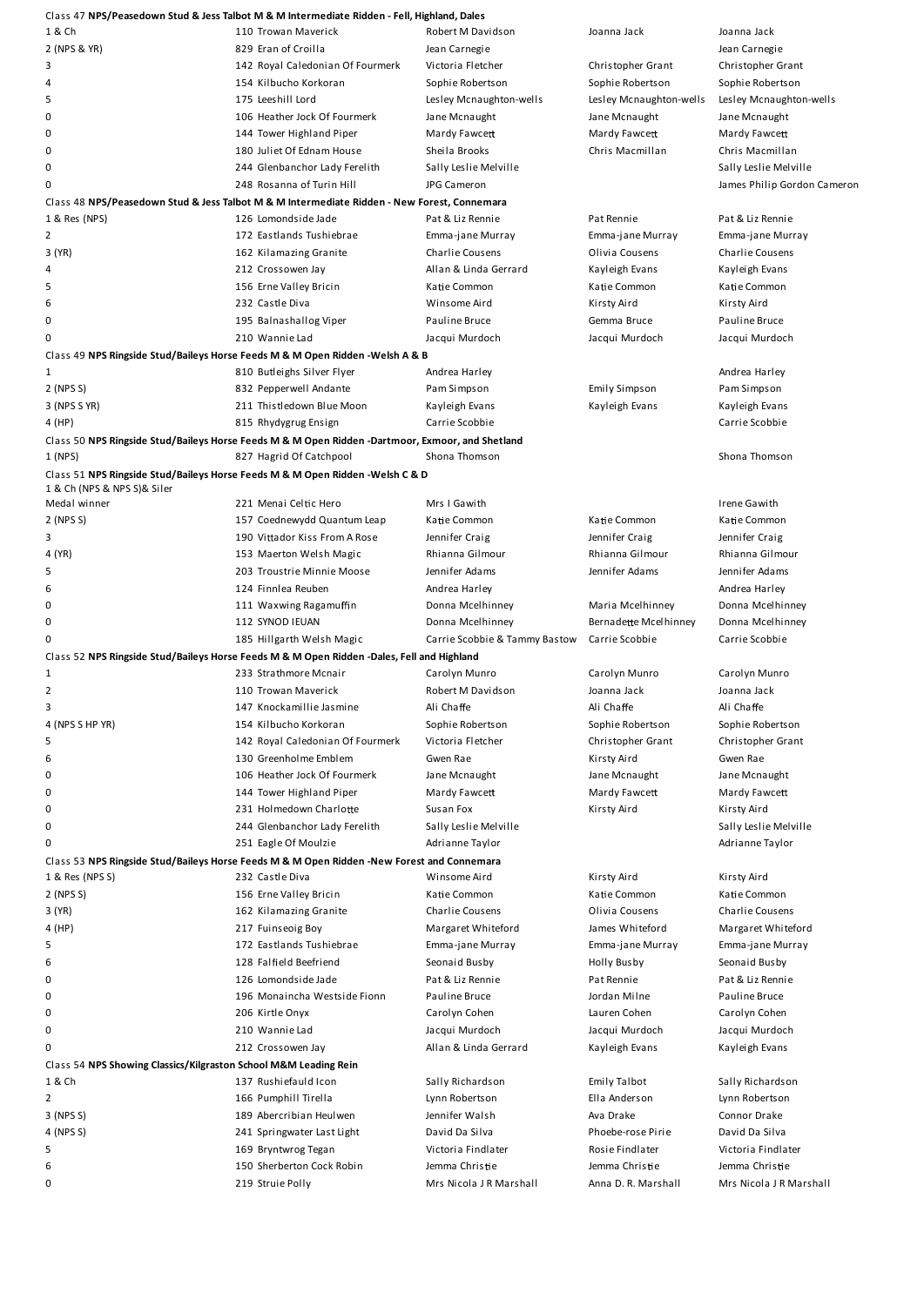Class 47 **NPS/Peasedown Stud & Jess Talbot M & M Intermediate Ridden - Fell, Highland, Dales**

| | | | | |
|---|---|---|---|---|
| 1 & Ch | 110 Trowan Maverick | Robert M Davidson | Joanna Jack | Joanna Jack |
| 2 (NPS & YR) | 829 Eran of Croilla | Jean Carnegie | | Jean Carnegie |
| 3 | 142 Royal Caledonian Of Fourmerk | Victoria Fletcher | Christopher Grant | Christopher Grant |
| 4 | 154 Kilbucho Korkoran | Sophie Robertson | Sophie Robertson | Sophie Robertson |
| 5 | 175 Leeshill Lord | Lesley Mcnaughton-wells | Lesley Mcnaughton-wells | Lesley Mcnaughton-wells |
| 0 | 106 Heather Jock Of Fourmerk | Jane Mcnaught | Jane Mcnaught | Jane Mcnaught |
| 0 | 144 Tower Highland Piper | Mardy Fawcett | Mardy Fawcett | Mardy Fawcett |
| 0 | 180 Juliet Of Ednam House | Sheila Brooks | Chris Macmillan | Chris Macmillan |
| 0 | 244 Glenbanchor Lady Ferelith | Sally Leslie Melville | | Sally Leslie Melville |
| 0 | 248 Rosanna of Turin Hill | JPG Cameron | | James Philip Gordon Cameron |

Class 48 **NPS/Peasedown Stud & Jess Talbot M & M Intermediate Ridden - New Forest, Connemara**

| | | | | |
|---|---|---|---|---|
| 1 & Res (NPS) | 126 Lomondside Jade | Pat & Liz Rennie | Pat Rennie | Pat & Liz Rennie |
| 2 | 172 Eastlands Tushiebrae | Emma-jane Murray | Emma-jane Murray | Emma-jane Murray |
| 3 (YR) | 162 Kilamazing Granite | Charlie Cousens | Olivia Cousens | Charlie Cousens |
| 4 | 212 Crossowen Jay | Allan & Linda Gerrard | Kayleigh Evans | Kayleigh Evans |
| 5 | 156 Erne Valley Bricin | Katie Common | Katie Common | Katie Common |
| 6 | 232 Castle Diva | Winsome Aird | Kirsty Aird | Kirsty Aird |
| 0 | 195 Balnashallog Viper | Pauline Bruce | Gemma Bruce | Pauline Bruce |
| 0 | 210 Wannie Lad | Jacqui Murdoch | Jacqui Murdoch | Jacqui Murdoch |

Class 49 **NPS Ringside Stud/Baileys Horse Feeds M & M Open Ridden -Welsh A & B**

| | | | | |
|---|---|---|---|---|
| 1 | 810 Butleighs Silver Flyer | Andrea Harley | | Andrea Harley |
| 2 (NPS S) | 832 Pepperwell Andante | Pam Simpson | Emily Simpson | Pam Simpson |
| 3 (NPS S YR) | 211 Thistledown Blue Moon | Kayleigh Evans | Kayleigh Evans | Kayleigh Evans |
| 4 (HP) | 815 Rhydygrug Ensign | Carrie Scobbie | | Carrie Scobbie |

Class 50 **NPS Ringside Stud/Baileys Horse Feeds M & M Open Ridden -Dartmoor, Exmoor, and Shetland**

| | | | | |
|---|---|---|---|---|
| 1 (NPS) | 827 Hagrid Of Catchpool | Shona Thomson | | Shona Thomson |

Class 51 **NPS Ringside Stud/Baileys Horse Feeds M & M Open Ridden -Welsh C & D**

| | | | | |
|---|---|---|---|---|
| 1 & Ch (NPS & NPS S)& Siler Medal winner | 221 Menai Celtic Hero | Mrs I Gawith | | Irene Gawith |
| 2 (NPS S) | 157 Coednewydd Quantum Leap | Katie Common | Katie Common | Katie Common |
| 3 | 190 Vittador Kiss From A Rose | Jennifer Craig | Jennifer Craig | Jennifer Craig |
| 4 (YR) | 153 Maerton Welsh Magic | Rhianna Gilmour | Rhianna Gilmour | Rhianna Gilmour |
| 5 | 203 Troustrie Minnie Moose | Jennifer Adams | Jennifer Adams | Jennifer Adams |
| 6 | 124 Finnlea Reuben | Andrea Harley | | Andrea Harley |
| 0 | 111 Waxwing Ragamuffin | Donna Mcelhinney | Maria Mcelhinney | Donna Mcelhinney |
| 0 | 112 SYNOD IEUAN | Donna Mcelhinney | Bernadette Mcelhinney | Donna Mcelhinney |
| 0 | 185 Hillgarth Welsh Magic | Carrie Scobbie & Tammy Bastow | Carrie Scobbie | Carrie Scobbie |

Class 52 **NPS Ringside Stud/Baileys Horse Feeds M & M Open Ridden -Dales, Fell and Highland**

| | | | | |
|---|---|---|---|---|
| 1 | 233 Strathmore Mcnair | Carolyn Munro | Carolyn Munro | Carolyn Munro |
| 2 | 110 Trowan Maverick | Robert M Davidson | Joanna Jack | Joanna Jack |
| 3 | 147 Knockamillie Jasmine | Ali Chaffe | Ali Chaffe | Ali Chaffe |
| 4 (NPS S HP YR) | 154 Kilbucho Korkoran | Sophie Robertson | Sophie Robertson | Sophie Robertson |
| 5 | 142 Royal Caledonian Of Fourmerk | Victoria Fletcher | Christopher Grant | Christopher Grant |
| 6 | 130 Greenholme Emblem | Gwen Rae | Kirsty Aird | Gwen Rae |
| 0 | 106 Heather Jock Of Fourmerk | Jane Mcnaught | Jane Mcnaught | Jane Mcnaught |
| 0 | 144 Tower Highland Piper | Mardy Fawcett | Mardy Fawcett | Mardy Fawcett |
| 0 | 231 Holmedown Charlotte | Susan Fox | Kirsty Aird | Kirsty Aird |
| 0 | 244 Glenbanchor Lady Ferelith | Sally Leslie Melville | | Sally Leslie Melville |
| 0 | 251 Eagle Of Moulzie | Adrianne Taylor | | Adrianne Taylor |

Class 53 **NPS Ringside Stud/Baileys Horse Feeds M & M Open Ridden -New Forest and Connemara**

| | | | | |
|---|---|---|---|---|
| 1 & Res (NPS S) | 232 Castle Diva | Winsome Aird | Kirsty Aird | Kirsty Aird |
| 2 (NPS S) | 156 Erne Valley Bricin | Katie Common | Katie Common | Katie Common |
| 3 (YR) | 162 Kilamazing Granite | Charlie Cousens | Olivia Cousens | Charlie Cousens |
| 4 (HP) | 217 Fuinseoig Boy | Margaret Whiteford | James Whiteford | Margaret Whiteford |
| 5 | 172 Eastlands Tushiebrae | Emma-jane Murray | Emma-jane Murray | Emma-jane Murray |
| 6 | 128 Falfield Beefriend | Seonaid Busby | Holly Busby | Seonaid Busby |
| 0 | 126 Lomondside Jade | Pat & Liz Rennie | Pat Rennie | Pat & Liz Rennie |
| 0 | 196 Monaincha Westside Fionn | Pauline Bruce | Jordan Milne | Pauline Bruce |
| 0 | 206 Kirtle Onyx | Carolyn Cohen | Lauren Cohen | Carolyn Cohen |
| 0 | 210 Wannie Lad | Jacqui Murdoch | Jacqui Murdoch | Jacqui Murdoch |
| 0 | 212 Crossowen Jay | Allan & Linda Gerrard | Kayleigh Evans | Kayleigh Evans |

Class 54 **NPS Showing Classics/Kilgraston School M&M Leading Rein**

| | | | | |
|---|---|---|---|---|
| 1 & Ch | 137 Rushiefauld Icon | Sally Richardson | Emily Talbot | Sally Richardson |
| 2 | 166 Pumphill Tirella | Lynn Robertson | Ella Anderson | Lynn Robertson |
| 3 (NPS S) | 189 Abercribian Heulwen | Jennifer Walsh | Ava Drake | Connor Drake |
| 4 (NPS S) | 241 Springwater Last Light | David Da Silva | Phoebe-rose Pirie | David Da Silva |
| 5 | 169 Bryntwrog Tegan | Victoria Findlater | Rosie Findlater | Victoria Findlater |
| 6 | 150 Sherberton Cock Robin | Jemma Christie | Jemma Christie | Jemma Christie |
| 0 | 219 Struie Polly | Mrs Nicola J R Marshall | Anna D. R. Marshall | Mrs Nicola J R Marshall |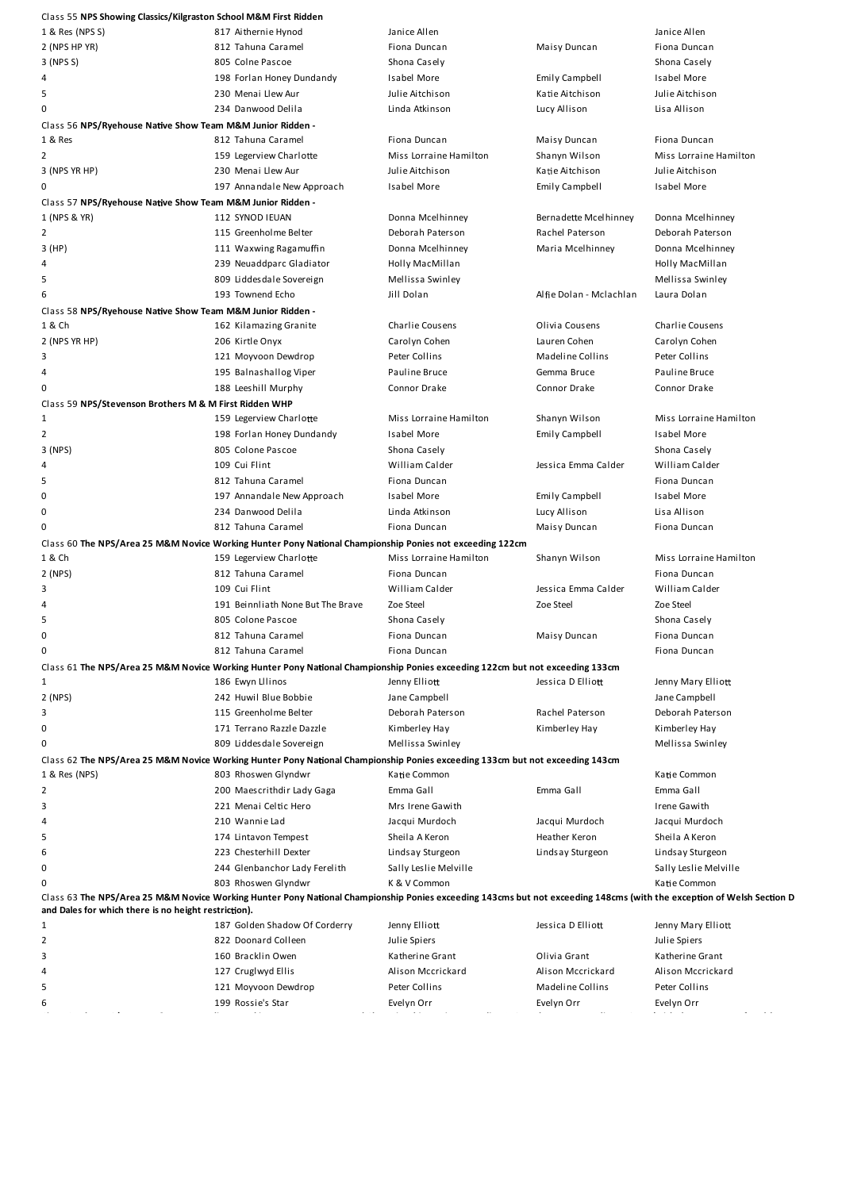Class 55 **NPS Showing Classics/Kilgraston School M&M First Ridden**

| Place | No. & Horse | Owner | Rider | Breeder |
|---|---|---|---|---|
| 1 & Res (NPS S) | 817 Aithernie Hynod | Janice Allen | | Janice Allen |
| 2 (NPS HP YR) | 812 Tahuna Caramel | Fiona Duncan | Maisy Duncan | Fiona Duncan |
| 3 (NPS S) | 805 Colne Pascoe | Shona Casely | | Shona Casely |
| 4 | 198 Forlan Honey Dundandy | Isabel More | Emily Campbell | Isabel More |
| 5 | 230 Menai Llew Aur | Julie Aitchison | Katie Aitchison | Julie Aitchison |
| 0 | 234 Danwood Delila | Linda Atkinson | Lucy Allison | Lisa Allison |

Class 56 **NPS/Ryehouse Native Show Team M&M Junior Ridden -**

| Place | No. & Horse | Owner | Rider | Breeder |
|---|---|---|---|---|
| 1 & Res | 812 Tahuna Caramel | Fiona Duncan | Maisy Duncan | Fiona Duncan |
| 2 | 159 Legerview Charlotte | Miss Lorraine Hamilton | Shanyn Wilson | Miss Lorraine Hamilton |
| 3 (NPS YR HP) | 230 Menai Llew Aur | Julie Aitchison | Katie Aitchison | Julie Aitchison |
| 0 | 197 Annandale New Approach | Isabel More | Emily Campbell | Isabel More |

Class 57 **NPS/Ryehouse Native Show Team M&M Junior Ridden -**

| Place | No. & Horse | Owner | Rider | Breeder |
|---|---|---|---|---|
| 1 (NPS & YR) | 112 SYNOD IEUAN | Donna Mcelhinney | Bernadette Mcelhinney | Donna Mcelhinney |
| 2 | 115 Greenholme Belter | Deborah Paterson | Rachel Paterson | Deborah Paterson |
| 3 (HP) | 111 Waxwing Ragamuffin | Donna Mcelhinney | Maria Mcelhinney | Donna Mcelhinney |
| 4 | 239 Neuaddparc Gladiator | Holly MacMillan | | Holly MacMillan |
| 5 | 809 Liddesdale Sovereign | Mellissa Swinley | | Mellissa Swinley |
| 6 | 193 Townend Echo | Jill Dolan | Alfie Dolan - Mclachlan | Laura Dolan |

Class 58 **NPS/Ryehouse Native Show Team M&M Junior Ridden -**

| Place | No. & Horse | Owner | Rider | Breeder |
|---|---|---|---|---|
| 1 & Ch | 162 Kilamazing Granite | Charlie Cousens | Olivia Cousens | Charlie Cousens |
| 2 (NPS YR HP) | 206 Kirtle Onyx | Carolyn Cohen | Lauren Cohen | Carolyn Cohen |
| 3 | 121 Moyvoon Dewdrop | Peter Collins | Madeline Collins | Peter Collins |
| 4 | 195 Balnashallog Viper | Pauline Bruce | Gemma Bruce | Pauline Bruce |
| 0 | 188 Leeshill Murphy | Connor Drake | Connor Drake | Connor Drake |

Class 59 **NPS/Stevenson Brothers M & M First Ridden WHP**

| Place | No. & Horse | Owner | Rider | Breeder |
|---|---|---|---|---|
| 1 | 159 Legerview Charlotte | Miss Lorraine Hamilton | Shanyn Wilson | Miss Lorraine Hamilton |
| 2 | 198 Forlan Honey Dundandy | Isabel More | Emily Campbell | Isabel More |
| 3 (NPS) | 805 Colone Pascoe | Shona Casely | | Shona Casely |
| 4 | 109 Cui Flint | William Calder | Jessica Emma Calder | William Calder |
| 5 | 812 Tahuna Caramel | Fiona Duncan | | Fiona Duncan |
| 0 | 197 Annandale New Approach | Isabel More | Emily Campbell | Isabel More |
| 0 | 234 Danwood Delila | Linda Atkinson | Lucy Allison | Lisa Allison |
| 0 | 812 Tahuna Caramel | Fiona Duncan | Maisy Duncan | Fiona Duncan |

Class 60 **The NPS/Area 25 M&M Novice Working Hunter Pony National Championship Ponies not exceeding 122cm**

| Place | No. & Horse | Owner | Rider | Breeder |
|---|---|---|---|---|
| 1 & Ch | 159 Legerview Charlotte | Miss Lorraine Hamilton | Shanyn Wilson | Miss Lorraine Hamilton |
| 2 (NPS) | 812 Tahuna Caramel | Fiona Duncan | | Fiona Duncan |
| 3 | 109 Cui Flint | William Calder | Jessica Emma Calder | William Calder |
| 4 | 191 Beinnliath None But The Brave | Zoe Steel | Zoe Steel | Zoe Steel |
| 5 | 805 Colone Pascoe | Shona Casely | | Shona Casely |
| 0 | 812 Tahuna Caramel | Fiona Duncan | Maisy Duncan | Fiona Duncan |
| 0 | 812 Tahuna Caramel | Fiona Duncan | | Fiona Duncan |

Class 61 **The NPS/Area 25 M&M Novice Working Hunter Pony National Championship Ponies exceeding 122cm but not exceeding 133cm**

| Place | No. & Horse | Owner | Rider | Breeder |
|---|---|---|---|---|
| 1 | 186 Ewyn Llinos | Jenny Elliott | Jessica D Elliott | Jenny Mary Elliott |
| 2 (NPS) | 242 Huwil Blue Bobbie | Jane Campbell | | Jane Campbell |
| 3 | 115 Greenholme Belter | Deborah Paterson | Rachel Paterson | Deborah Paterson |
| 0 | 171 Terrano Razzle Dazzle | Kimberley Hay | Kimberley Hay | Kimberley Hay |
| 0 | 809 Liddesdale Sovereign | Mellissa Swinley | | Mellissa Swinley |

Class 62 **The NPS/Area 25 M&M Novice Working Hunter Pony National Championship Ponies exceeding 133cm but not exceeding 143cm**

| Place | No. & Horse | Owner | Rider | Breeder |
|---|---|---|---|---|
| 1 & Res (NPS) | 803 Rhoswen Glyndwr | Katie Common | | Katie Common |
| 2 | 200 Maescrithdir Lady Gaga | Emma Gall | Emma Gall | Emma Gall |
| 3 | 221 Menai Celtic Hero | Mrs Irene Gawith | | Irene Gawith |
| 4 | 210 Wannie Lad | Jacqui Murdoch | Jacqui Murdoch | Jacqui Murdoch |
| 5 | 174 Lintavon Tempest | Sheila A Keron | Heather Keron | Sheila A Keron |
| 6 | 223 Chesterhill Dexter | Lindsay Sturgeon | Lindsay Sturgeon | Lindsay Sturgeon |
| 0 | 244 Glenbanchor Lady Ferelith | Sally Leslie Melville | | Sally Leslie Melville |
| 0 | 803 Rhoswen Glyndwr | K & V Common | | Katie Common |

Class 63 **The NPS/Area 25 M&M Novice Working Hunter Pony National Championship Ponies exceeding 143cms but not exceeding 148cms (with the exception of Welsh Section D and Dales for which there is no height restriction).**

| Place | No. & Horse | Owner | Rider | Breeder |
|---|---|---|---|---|
| 1 | 187 Golden Shadow Of Corderry | Jenny Elliott | Jessica D Elliott | Jenny Mary Elliott |
| 2 | 822 Doonard Colleen | Julie Spiers | | Julie Spiers |
| 3 | 160 Bracklin Owen | Katherine Grant | Olivia Grant | Katherine Grant |
| 4 | 127 Cruglwyd Ellis | Alison Mccrickard | Alison Mccrickard | Alison Mccrickard |
| 5 | 121 Moyvoon Dewdrop | Peter Collins | Madeline Collins | Peter Collins |
| 6 | 199 Rossie's Star | Evelyn Orr | Evelyn Orr | Evelyn Orr |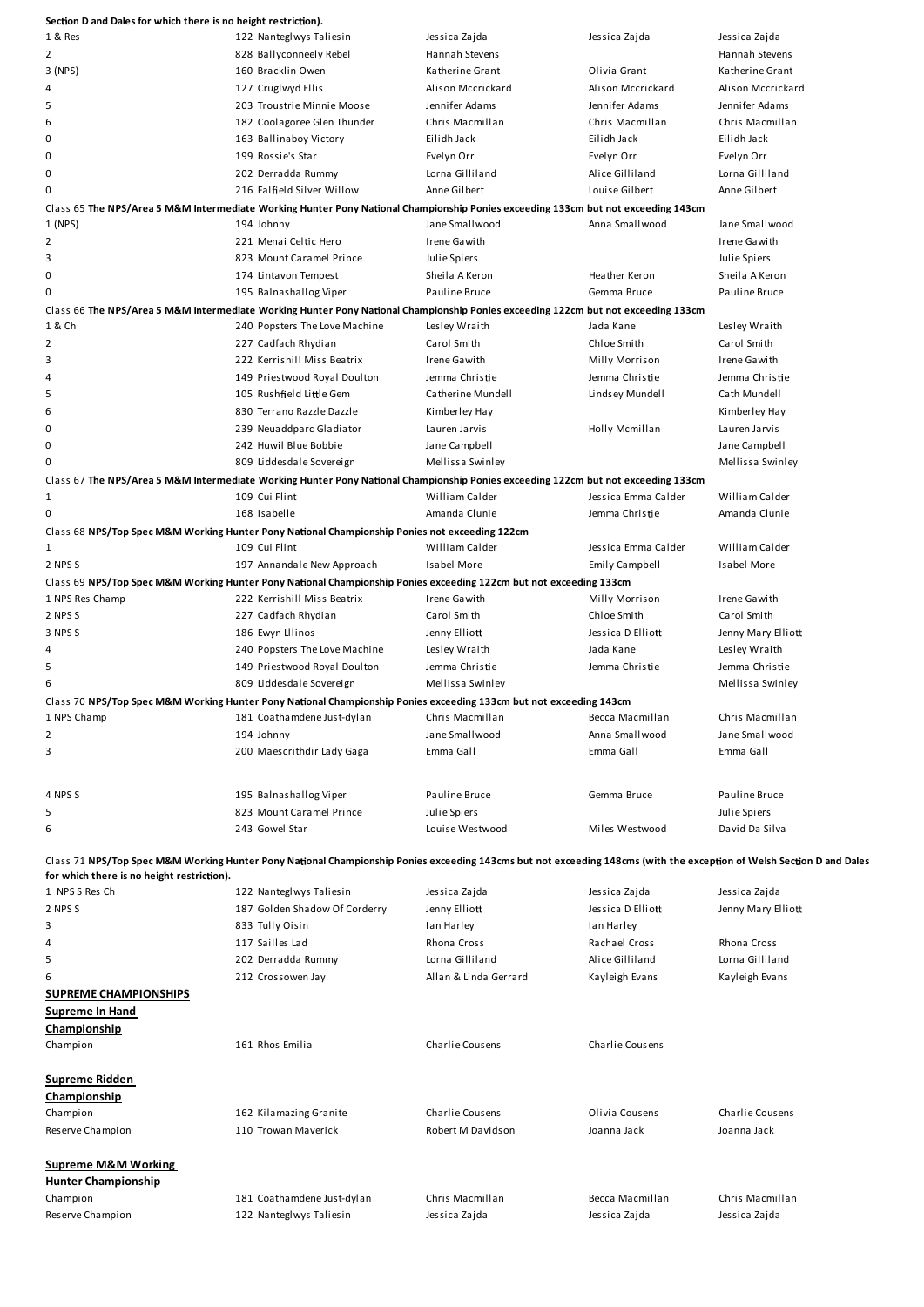Section D and Dales for which there is no height restriction).

| | | | | |
|---|---|---|---|---|
| 1 & Res | 122 Nanteglwys Taliesin | Jessica Zajda | Jessica Zajda | Jessica Zajda |
| 2 | 828 Ballyconneely Rebel | Hannah Stevens | | Hannah Stevens |
| 3 (NPS) | 160 Bracklin Owen | Katherine Grant | Olivia Grant | Katherine Grant |
| 4 | 127 Cruglwyd Ellis | Alison Mccrickard | Alison Mccrickard | Alison Mccrickard |
| 5 | 203 Troustrie Minnie Moose | Jennifer Adams | Jennifer Adams | Jennifer Adams |
| 6 | 182 Coolagoree Glen Thunder | Chris Macmillan | Chris Macmillan | Chris Macmillan |
| 0 | 163 Ballinaboy Victory | Eilidh Jack | Eilidh Jack | Eilidh Jack |
| 0 | 199 Rossie's Star | Evelyn Orr | Evelyn Orr | Evelyn Orr |
| 0 | 202 Derradda Rummy | Lorna Gilliland | Alice Gilliland | Lorna Gilliland |
| 0 | 216 Falfield Silver Willow | Anne Gilbert | Louise Gilbert | Anne Gilbert |

Class 65 **The NPS/Area 5 M&M Intermediate Working Hunter Pony National Championship Ponies exceeding 133cm but not exceeding 143cm**

| | | | | |
|---|---|---|---|---|
| 1 (NPS) | 194 Johnny | Jane Smallwood | Anna Smallwood | Jane Smallwood |
| 2 | 221 Menai Celtic Hero | Irene Gawith | | Irene Gawith |
| 3 | 823 Mount Caramel Prince | Julie Spiers | | Julie Spiers |
| 0 | 174 Lintavon Tempest | Sheila A Keron | Heather Keron | Sheila A Keron |
| 0 | 195 Balnashallog Viper | Pauline Bruce | Gemma Bruce | Pauline Bruce |

Class 66 **The NPS/Area 5 M&M Intermediate Working Hunter Pony National Championship Ponies exceeding 122cm but not exceeding 133cm**

| | | | | |
|---|---|---|---|---|
| 1 & Ch | 240 Popsters The Love Machine | Lesley Wraith | Jada Kane | Lesley Wraith |
| 2 | 227 Cadfach Rhydian | Carol Smith | Chloe Smith | Carol Smith |
| 3 | 222 Kerrishill Miss Beatrix | Irene Gawith | Milly Morrison | Irene Gawith |
| 4 | 149 Priestwood Royal Doulton | Jemma Christie | Jemma Christie | Jemma Christie |
| 5 | 105 Rushfield Little Gem | Catherine Mundell | Lindsey Mundell | Cath Mundell |
| 6 | 830 Terrano Razzle Dazzle | Kimberley Hay | | Kimberley Hay |
| 0 | 239 Neuaddparc Gladiator | Lauren Jarvis | Holly Mcmillan | Lauren Jarvis |
| 0 | 242 Huwil Blue Bobbie | Jane Campbell | | Jane Campbell |
| 0 | 809 Liddesdale Sovereign | Mellissa Swinley | | Mellissa Swinley |

Class 67 **The NPS/Area 5 M&M Intermediate Working Hunter Pony National Championship Ponies exceeding 122cm but not exceeding 133cm**

| | | | | |
|---|---|---|---|---|
| 1 | 109 Cui Flint | William Calder | Jessica Emma Calder | William Calder |
| 0 | 168 Isabelle | Amanda Clunie | Jemma Christie | Amanda Clunie |

Class 68 **NPS/Top Spec M&M Working Hunter Pony National Championship Ponies not exceeding 122cm**

| | | | | |
|---|---|---|---|---|
| 1 | 109 Cui Flint | William Calder | Jessica Emma Calder | William Calder |
| 2 NPS S | 197 Annandale New Approach | Isabel More | Emily Campbell | Isabel More |

Class 69 **NPS/Top Spec M&M Working Hunter Pony National Championship Ponies exceeding 122cm but not exceeding 133cm**

| | | | | |
|---|---|---|---|---|
| 1 NPS Res Champ | 222 Kerrishill Miss Beatrix | Irene Gawith | Milly Morrison | Irene Gawith |
| 2 NPS S | 227 Cadfach Rhydian | Carol Smith | Chloe Smith | Carol Smith |
| 3 NPS S | 186 Ewyn Llinos | Jenny Elliott | Jessica D Elliott | Jenny Mary Elliott |
| 4 | 240 Popsters The Love Machine | Lesley Wraith | Jada Kane | Lesley Wraith |
| 5 | 149 Priestwood Royal Doulton | Jemma Christie | Jemma Christie | Jemma Christie |
| 6 | 809 Liddesdale Sovereign | Mellissa Swinley | | Mellissa Swinley |

Class 70 **NPS/Top Spec M&M Working Hunter Pony National Championship Ponies exceeding 133cm but not exceeding 143cm**

| | | | | |
|---|---|---|---|---|
| 1 NPS Champ | 181 Coathamdene Just-dylan | Chris Macmillan | Becca Macmillan | Chris Macmillan |
| 2 | 194 Johnny | Jane Smallwood | Anna Smallwood | Jane Smallwood |
| 3 | 200 Maescrithdir Lady Gaga | Emma Gall | Emma Gall | Emma Gall |
| 4 NPS S | 195 Balnashallog Viper | Pauline Bruce | Gemma Bruce | Pauline Bruce |
| 5 | 823 Mount Caramel Prince | Julie Spiers | | Julie Spiers |
| 6 | 243 Gowel Star | Louise Westwood | Miles Westwood | David Da Silva |

Class 71 **NPS/Top Spec M&M Working Hunter Pony National Championship Ponies exceeding 143cms but not exceeding 148cms (with the exception of Welsh Section D and Dales for which there is no height restriction).**

| | | | | |
|---|---|---|---|---|
| 1 NPS S Res Ch | 122 Nanteglwys Taliesin | Jessica Zajda | Jessica Zajda | Jessica Zajda |
| 2 NPS S | 187 Golden Shadow Of Corderry | Jenny Elliott | Jessica D Elliott | Jenny Mary Elliott |
| 3 | 833 Tully Oisin | Ian Harley | Ian Harley | |
| 4 | 117 Sailles Lad | Rhona Cross | Rachael Cross | Rhona Cross |
| 5 | 202 Derradda Rummy | Lorna Gilliland | Alice Gilliland | Lorna Gilliland |
| 6 | 212 Crossowen Jay | Allan & Linda Gerrard | Kayleigh Evans | Kayleigh Evans |

## SUPREME CHAMPIONSHIPS

### Supreme In Hand Championship

| | | | | |
|---|---|---|---|---|
| Champion | 161 Rhos Emilia | Charlie Cousens | Charlie Cousens | |

### Supreme Ridden Championship

| | | | | |
|---|---|---|---|---|
| Champion | 162 Kilamazing Granite | Charlie Cousens | Olivia Cousens | Charlie Cousens |
| Reserve Champion | 110 Trowan Maverick | Robert M Davidson | Joanna Jack | Joanna Jack |

### Supreme M&M Working Hunter Championship

| | | | | |
|---|---|---|---|---|
| Champion | 181 Coathamdene Just-dylan | Chris Macmillan | Becca Macmillan | Chris Macmillan |
| Reserve Champion | 122 Nanteglwys Taliesin | Jessica Zajda | Jessica Zajda | Jessica Zajda |